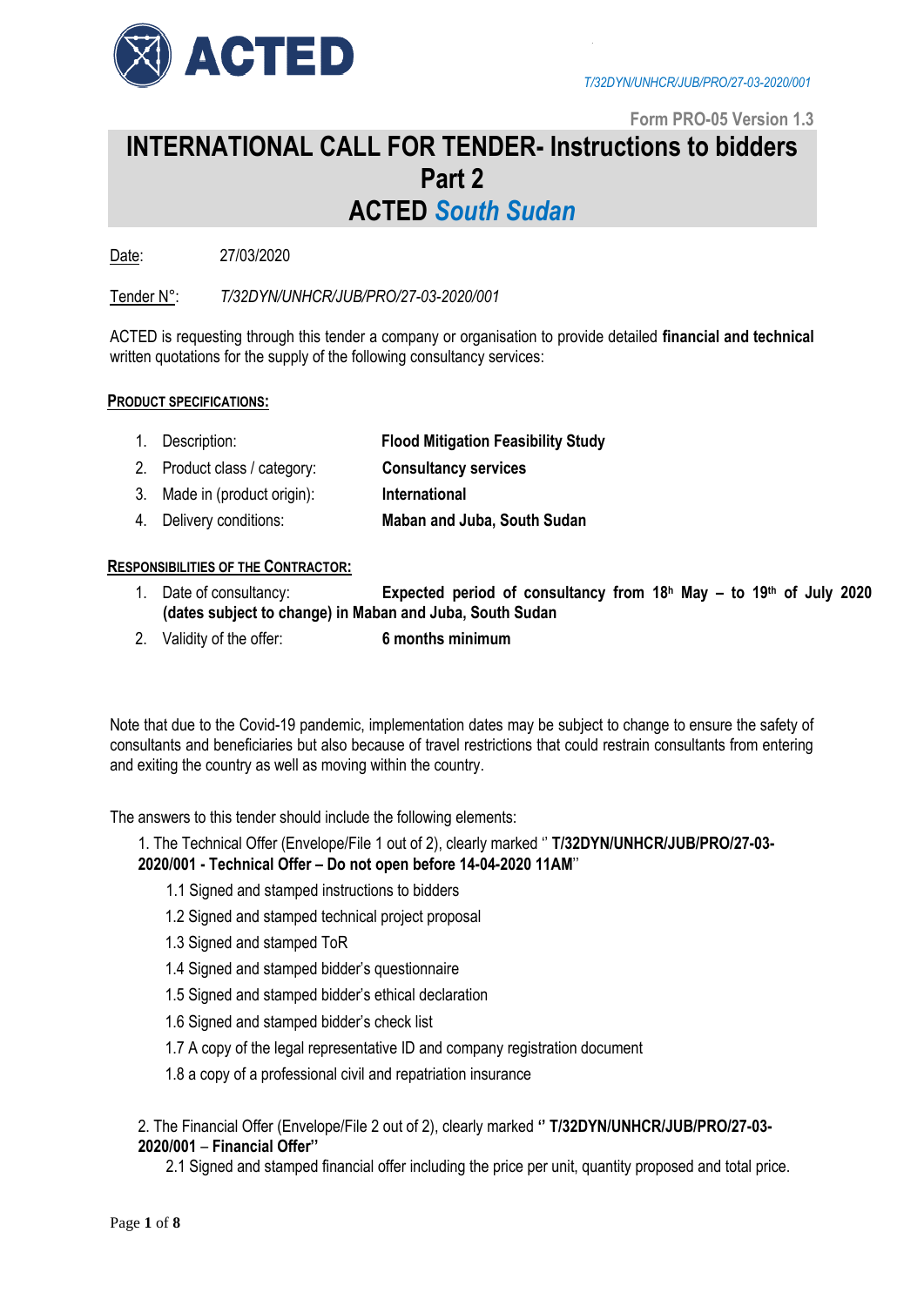T/32DYN/UNHCR/JUB/PRO/27-03-2020/001

Form PRO-05 Version 1.3

# INTERNATIONAL CALL FOR TENDER- Instructions to bidders Part 2 ACTED *South Sudan*

Date: 27/03/2020

Tender N°: *T/32DYN/UNHCR/JUB/PRO/27-03-2020/001*

ACTED is requesting through this tender a company or organisation to provide detailed **financial and technical** written quotations for the supply of the following consultancy services:

**PRODUCT SPECIFICATIONS:**

1. Description: **Flood Mitigation Feasibility Study**
2. Product class / category: **Consultancy services**
3. Made in (product origin): **International**
4. Delivery conditions: **Maban and Juba, South Sudan**

**RESPONSIBILITIES OF THE CONTRACTOR:**

1. Date of consultancy: **Expected period of consultancy from 18h May – to 19th of July 2020 (dates subject to change) in Maban and Juba, South Sudan**
2. Validity of the offer: **6 months minimum**

Note that due to the Covid-19 pandemic, implementation dates may be subject to change to ensure the safety of consultants and beneficiaries but also because of travel restrictions that could restrain consultants from entering and exiting the country as well as moving within the country.

The answers to this tender should include the following elements:

1. The Technical Offer (Envelope/File 1 out of 2), clearly marked '' **T/32DYN/UNHCR/JUB/PRO/27-03-2020/001 - Technical Offer – Do not open before 14-04-2020 11AM**''
   - 1.1 Signed and stamped instructions to bidders
   - 1.2 Signed and stamped technical project proposal
   - 1.3 Signed and stamped ToR
   - 1.4 Signed and stamped bidder's questionnaire
   - 1.5 Signed and stamped bidder's ethical declaration
   - 1.6 Signed and stamped bidder's check list
   - 1.7 A copy of the legal representative ID and company registration document
   - 1.8 a copy of a professional civil and repatriation insurance

2. The Financial Offer (Envelope/File 2 out of 2), clearly marked **'' T/32DYN/UNHCR/JUB/PRO/27-03-2020/001** – **Financial Offer''**
   - 2.1 Signed and stamped financial offer including the price per unit, quantity proposed and total price.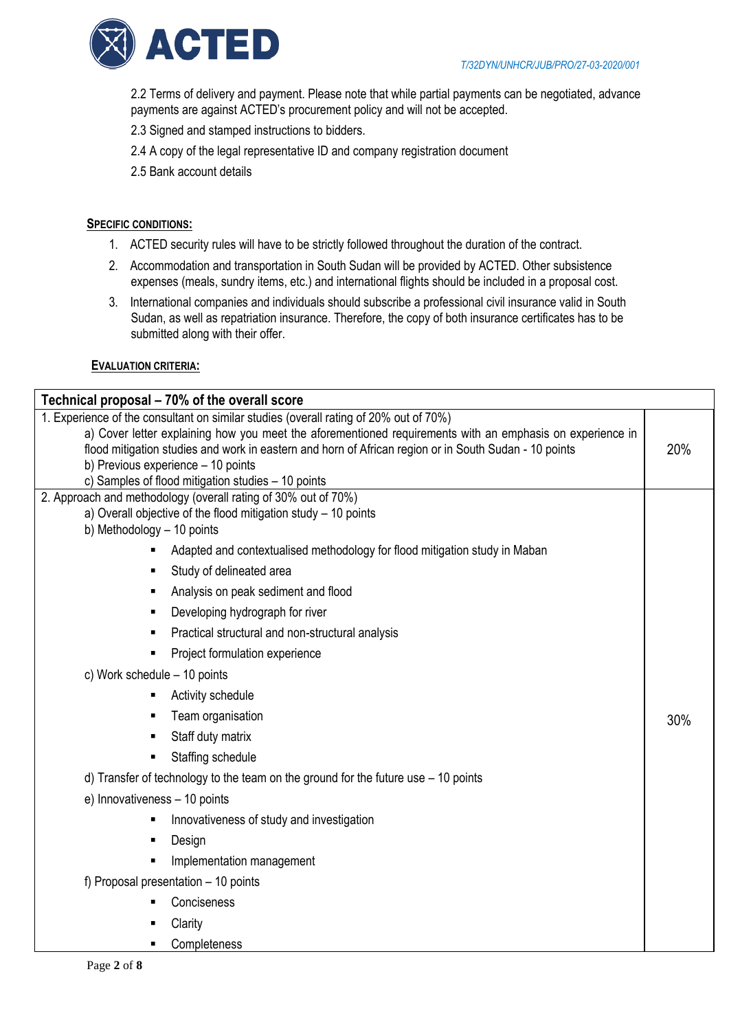2.2 Terms of delivery and payment. Please note that while partial payments can be negotiated, advance payments are against ACTED's procurement policy and will not be accepted.

2.3 Signed and stamped instructions to bidders.

2.4 A copy of the legal representative ID and company registration document

2.5 Bank account details

**SPECIFIC CONDITIONS:**

1. ACTED security rules will have to be strictly followed throughout the duration of the contract.
2. Accommodation and transportation in South Sudan will be provided by ACTED. Other subsistence expenses (meals, sundry items, etc.) and international flights should be included in a proposal cost.
3. International companies and individuals should subscribe a professional civil insurance valid in South Sudan, as well as repatriation insurance. Therefore, the copy of both insurance certificates has to be submitted along with their offer.

**EVALUATION CRITERIA:**

| **Technical proposal – 70% of the overall score** | |
|---|---|
| 1. Experience of the consultant on similar studies (overall rating of 20% out of 70%)<br>a) Cover letter explaining how you meet the aforementioned requirements with an emphasis on experience in flood mitigation studies and work in eastern and horn of African region or in South Sudan - 10 points<br>b) Previous experience – 10 points<br>c) Samples of flood mitigation studies – 10 points | 20% |
| 2. Approach and methodology (overall rating of 30% out of 70%)<br>a) Overall objective of the flood mitigation study – 10 points<br>b) Methodology – 10 points<br>▪ Adapted and contextualised methodology for flood mitigation study in Maban<br>▪ Study of delineated area<br>▪ Analysis on peak sediment and flood<br>▪ Developing hydrograph for river<br>▪ Practical structural and non-structural analysis<br>▪ Project formulation experience<br>c) Work schedule – 10 points<br>▪ Activity schedule<br>▪ Team organisation<br>▪ Staff duty matrix<br>▪ Staffing schedule<br>d) Transfer of technology to the team on the ground for the future use – 10 points<br>e) Innovativeness – 10 points<br>▪ Innovativeness of study and investigation<br>▪ Design<br>▪ Implementation management<br>f) Proposal presentation – 10 points<br>▪ Conciseness<br>▪ Clarity<br>▪ Completeness | 30% |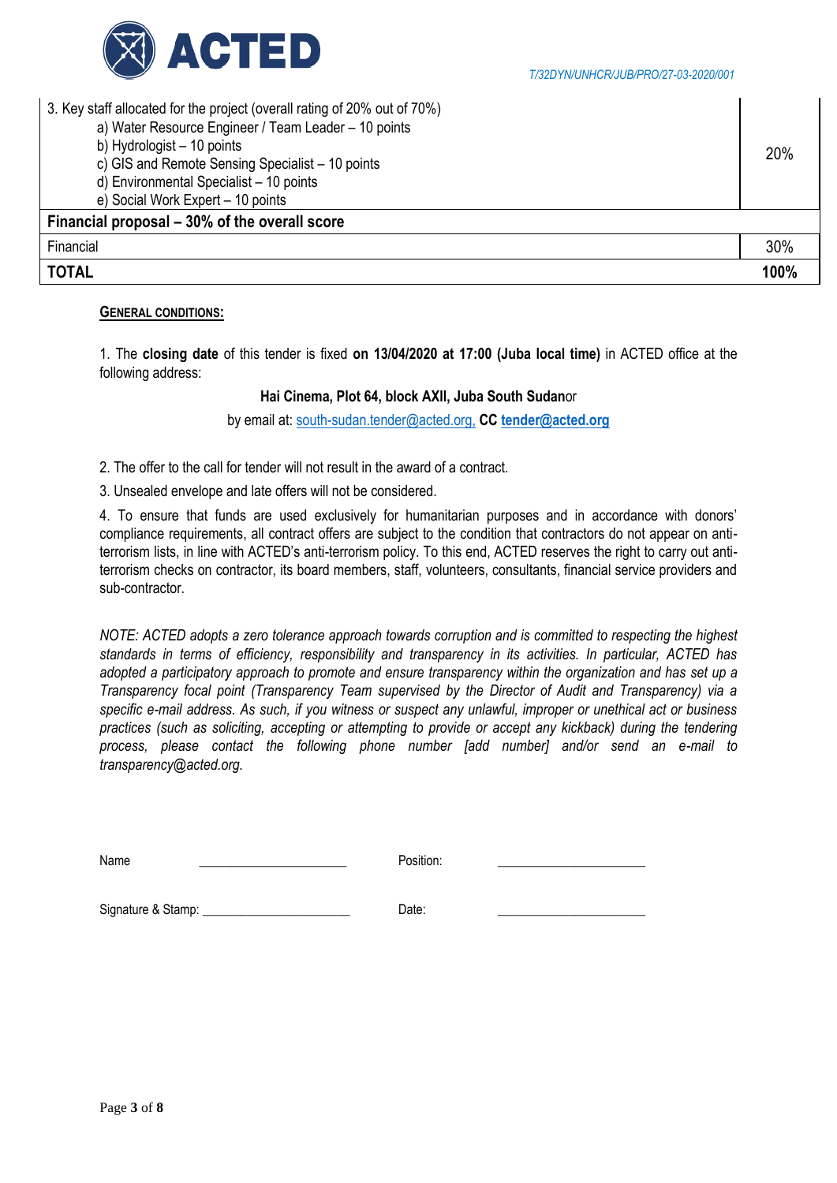| 3. Key staff allocated for the project (overall rating of 20% out of 70%)<br>a) Water Resource Engineer / Team Leader – 10 points<br>b) Hydrologist – 10 points<br>c) GIS and Remote Sensing Specialist – 10 points<br>d) Environmental Specialist – 10 points<br>e) Social Work Expert – 10 points | 20% |
|---|---|
| **Financial proposal – 30% of the overall score** | |
| Financial | 30% |
| **TOTAL** | **100%** |

**GENERAL CONDITIONS:**

1. The **closing date** of this tender is fixed **on 13/04/2020 at 17:00 (Juba local time)** in ACTED office at the following address:

**Hai Cinema, Plot 64, block AXII, Juba South Sudan**or

by email at: south-sudan.tender@acted.org, **CC tender@acted.org**

2. The offer to the call for tender will not result in the award of a contract.

3. Unsealed envelope and late offers will not be considered.

4. To ensure that funds are used exclusively for humanitarian purposes and in accordance with donors' compliance requirements, all contract offers are subject to the condition that contractors do not appear on anti-terrorism lists, in line with ACTED's anti-terrorism policy. To this end, ACTED reserves the right to carry out anti-terrorism checks on contractor, its board members, staff, volunteers, consultants, financial service providers and sub-contractor.

*NOTE: ACTED adopts a zero tolerance approach towards corruption and is committed to respecting the highest standards in terms of efficiency, responsibility and transparency in its activities. In particular, ACTED has adopted a participatory approach to promote and ensure transparency within the organization and has set up a Transparency focal point (Transparency Team supervised by the Director of Audit and Transparency) via a specific e-mail address. As such, if you witness or suspect any unlawful, improper or unethical act or business practices (such as soliciting, accepting or attempting to provide or accept any kickback) during the tendering process, please contact the following phone number [add number] and/or send an e-mail to transparency@acted.org.*

Name \_\_\_\_\_\_\_\_\_\_\_\_\_\_\_\_\_\_\_\_\_\_ Position: \_\_\_\_\_\_\_\_\_\_\_\_\_\_\_\_\_\_\_\_\_\_

Signature & Stamp: \_\_\_\_\_\_\_\_\_\_\_\_\_\_\_\_\_\_\_\_\_\_ Date: \_\_\_\_\_\_\_\_\_\_\_\_\_\_\_\_\_\_\_\_\_\_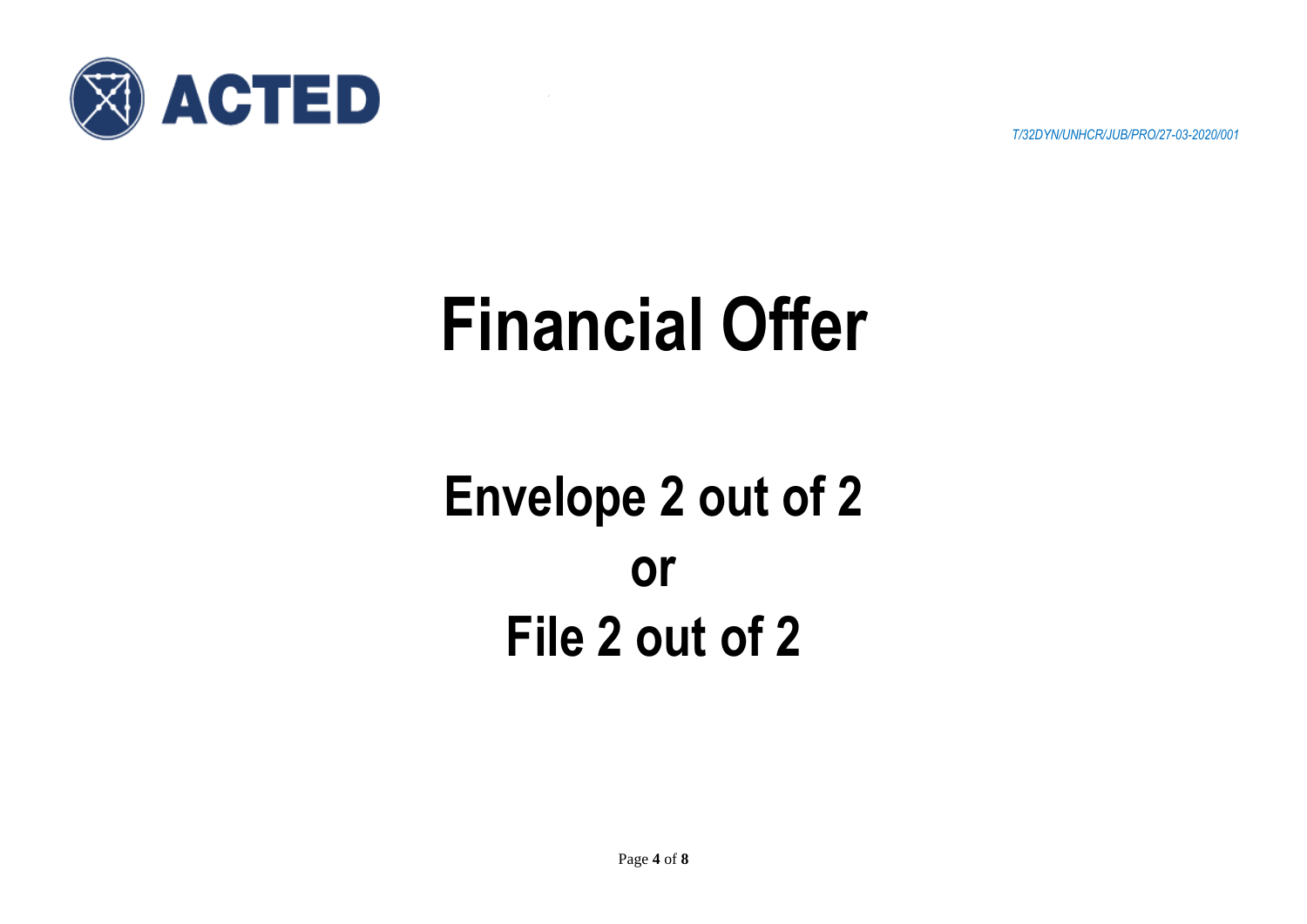T/32DYN/UNHCR/JUB/PRO/27-03-2020/001

# Financial Offer

## Envelope 2 out of 2
## or
## File 2 out of 2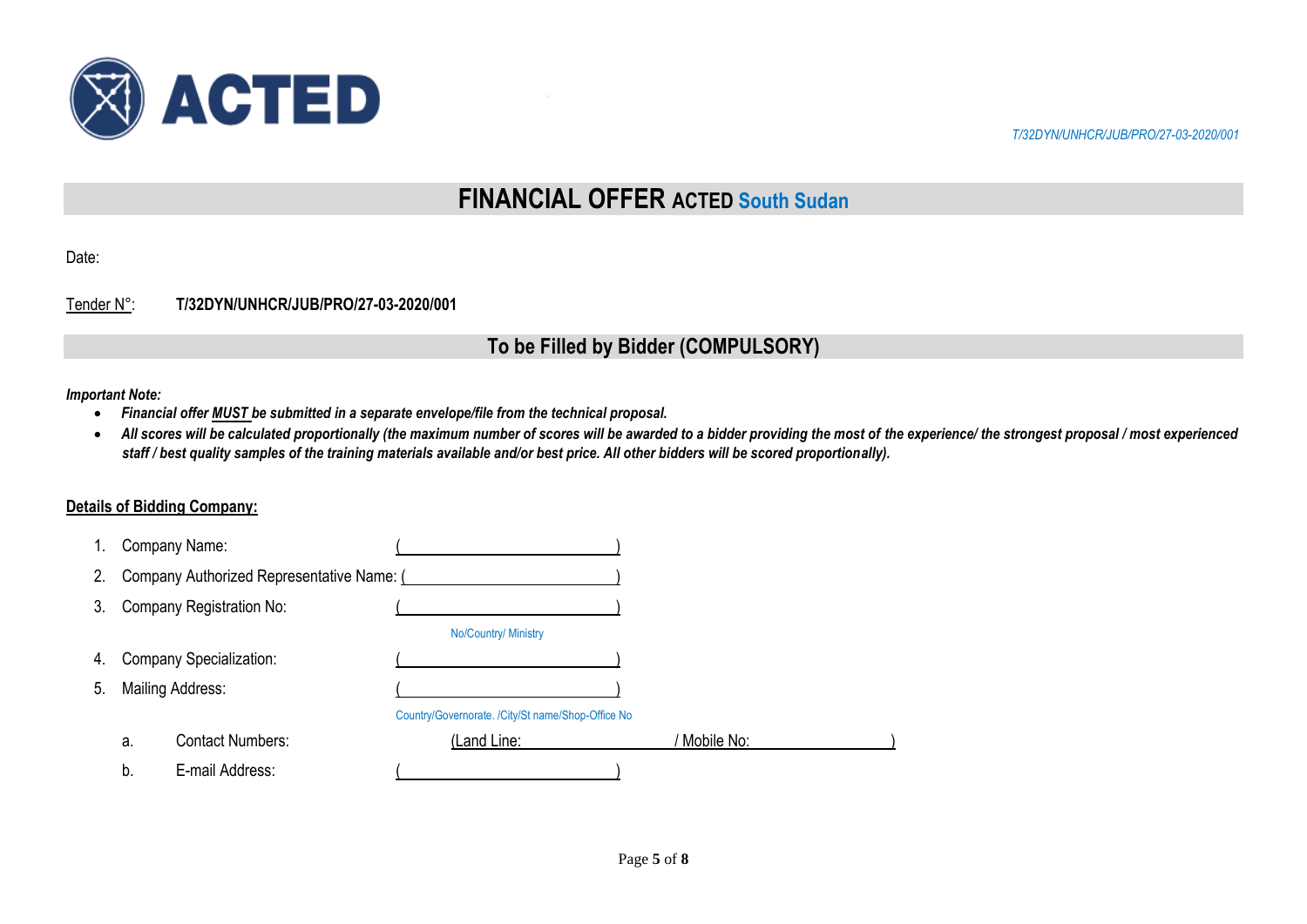# FINANCIAL OFFER ACTED South Sudan

Date:

Tender N°: **T/32DYN/UNHCR/JUB/PRO/27-03-2020/001**

## To be Filled by Bidder (COMPULSORY)

***Important Note:***

- ***Financial offer MUST be submitted in a separate envelope/file from the technical proposal.***
- ***All scores will be calculated proportionally (the maximum number of scores will be awarded to a bidder providing the most of the experience/ the strongest proposal / most experienced staff / best quality samples of the training materials available and/or best price. All other bidders will be scored proportionally).***

**Details of Bidding Company:**

1. Company Name: (\_\_\_\_\_\_\_\_\_\_\_\_\_\_\_\_\_\_\_\_\_\_\_\_\_\_\_\_\_\_)
2. Company Authorized Representative Name: (\_\_\_\_\_\_\_\_\_\_\_\_\_\_\_\_\_\_\_\_\_\_\_\_\_\_\_\_\_\_)
3. Company Registration No: (\_\_\_\_\_\_\_\_\_\_\_\_\_\_\_\_\_\_\_\_\_\_\_\_\_\_\_\_\_\_)
   No/Country/ Ministry
4. Company Specialization: (\_\_\_\_\_\_\_\_\_\_\_\_\_\_\_\_\_\_\_\_\_\_\_\_\_\_\_\_\_\_)
5. Mailing Address: (\_\_\_\_\_\_\_\_\_\_\_\_\_\_\_\_\_\_\_\_\_\_\_\_\_\_\_\_\_\_)
   Country/Governorate. /City/St name/Shop-Office No
   a. Contact Numbers: (Land Line: \_\_\_\_\_\_\_\_\_\_\_\_\_\_\_\_\_\_\_\_ / Mobile No: \_\_\_\_\_\_\_\_\_\_\_\_\_\_\_\_\_\_\_\_)
   b. E-mail Address: (\_\_\_\_\_\_\_\_\_\_\_\_\_\_\_\_\_\_\_\_\_\_\_\_\_\_\_\_\_\_)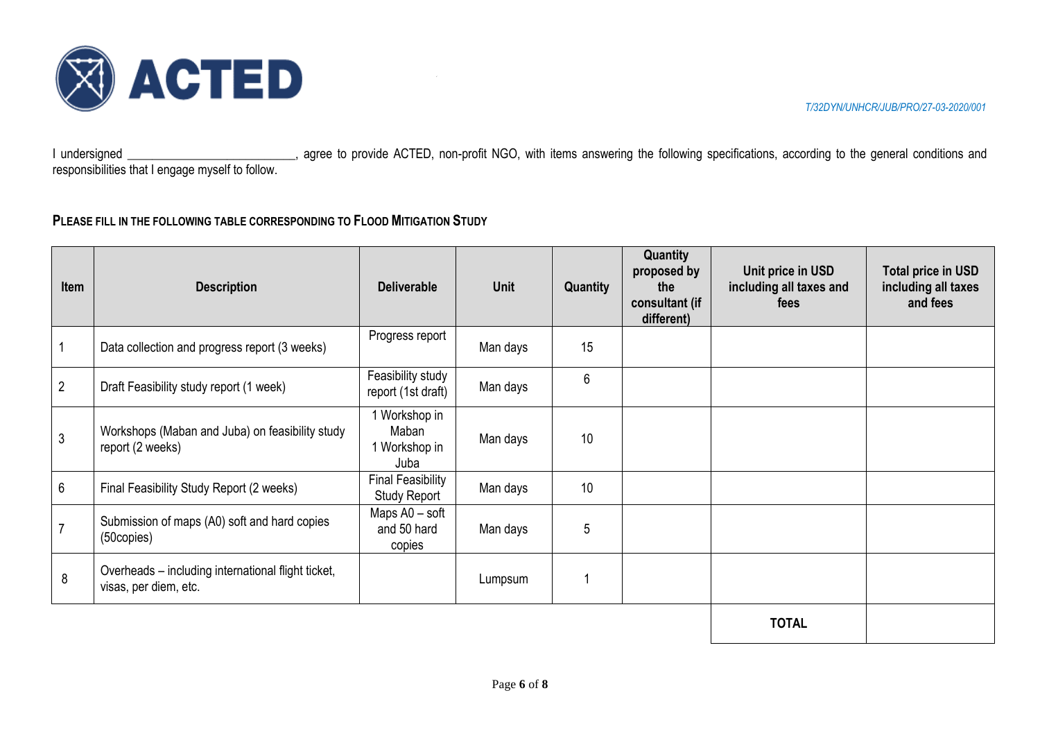T/32DYN/UNHCR/JUB/PRO/27-03-2020/001

I undersigned __________________________, agree to provide ACTED, non-profit NGO, with items answering the following specifications, according to the general conditions and responsibilities that I engage myself to follow.

**PLEASE FILL IN THE FOLLOWING TABLE CORRESPONDING TO FLOOD MITIGATION STUDY**

| Item | Description | Deliverable | Unit | Quantity | Quantity proposed by the consultant (if different) | Unit price in USD including all taxes and fees | Total price in USD including all taxes and fees |
|---|---|---|---|---|---|---|---|
| 1 | Data collection and progress report (3 weeks) | Progress report | Man days | 15 | | | |
| 2 | Draft Feasibility study report (1 week) | Feasibility study report (1st draft) | Man days | 6 | | | |
| 3 | Workshops (Maban and Juba) on feasibility study report (2 weeks) | 1 Workshop in Maban 1 Workshop in Juba | Man days | 10 | | | |
| 6 | Final Feasibility Study Report (2 weeks) | Final Feasibility Study Report | Man days | 10 | | | |
| 7 | Submission of maps (A0) soft and hard copies (50copies) | Maps A0 – soft and 50 hard copies | Man days | 5 | | | |
| 8 | Overheads – including international flight ticket, visas, per diem, etc. | | Lumpsum | 1 | | | |
| | | | | | | **TOTAL** | |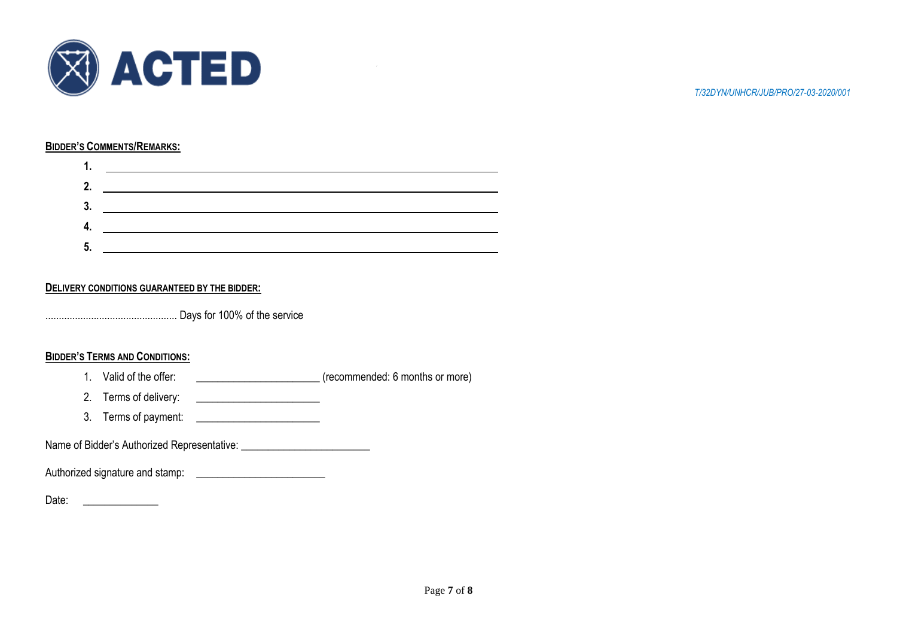ACTED

*T/32DYN/UNHCR/JUB/PRO/27-03-2020/001*

**BIDDER'S COMMENTS/REMARKS:**

1. ______________________________________________
2. ______________________________________________
3. ______________________________________________
4. ______________________________________________
5. ______________________________________________

**DELIVERY CONDITIONS GUARANTEED BY THE BIDDER:**

................................................ Days for 100% of the service

**BIDDER'S TERMS AND CONDITIONS:**

1. Valid of the offer: ______________________ (recommended: 6 months or more)
2. Terms of delivery: ______________________
3. Terms of payment: ______________________

Name of Bidder's Authorized Representative: ______________________

Authorized signature and stamp: ______________________

Date: _____________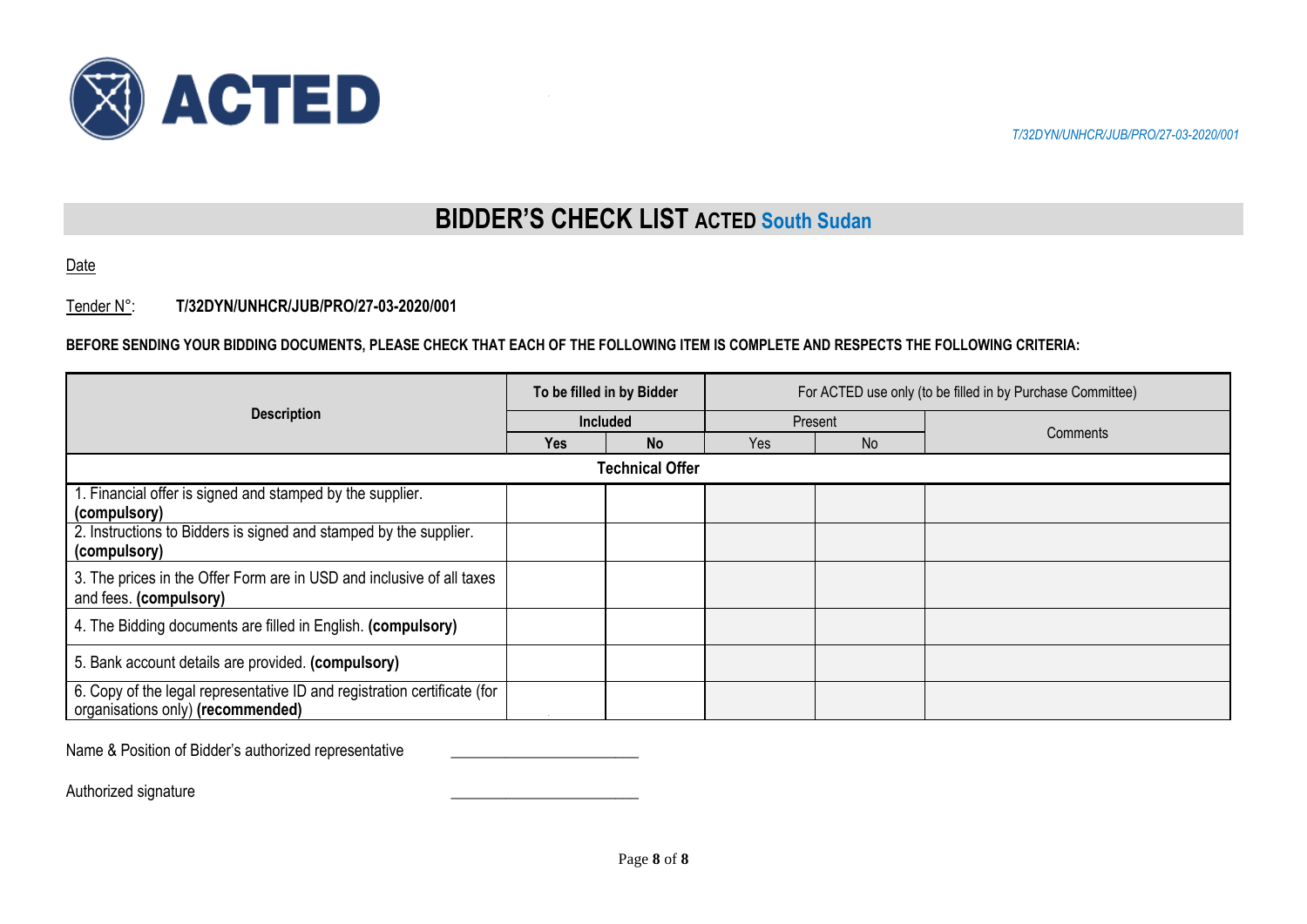*T/32DYN/UNHCR/JUB/PRO/27-03-2020/001*

# BIDDER'S CHECK LIST ACTED South Sudan

Date

Tender N°: **T/32DYN/UNHCR/JUB/PRO/27-03-2020/001**

**BEFORE SENDING YOUR BIDDING DOCUMENTS, PLEASE CHECK THAT EACH OF THE FOLLOWING ITEM IS COMPLETE AND RESPECTS THE FOLLOWING CRITERIA:**

| Description | To be filled in by Bidder | | For ACTED use only (to be filled in by Purchase Committee) | | |
|---|---|---|---|---|---|
| | Included | | Present | | Comments |
| | Yes | No | Yes | No | |
| **Technical Offer** | | | | | |
| 1. Financial offer is signed and stamped by the supplier. **(compulsory)** | | | | | |
| 2. Instructions to Bidders is signed and stamped by the supplier. **(compulsory)** | | | | | |
| 3. The prices in the Offer Form are in USD and inclusive of all taxes and fees. **(compulsory)** | | | | | |
| 4. The Bidding documents are filled in English. **(compulsory)** | | | | | |
| 5. Bank account details are provided. **(compulsory)** | | | | | |
| 6. Copy of the legal representative ID and registration certificate (for organisations only) **(recommended)** | | | | | |

Name & Position of Bidder's authorized representative ________________________

Authorized signature ________________________